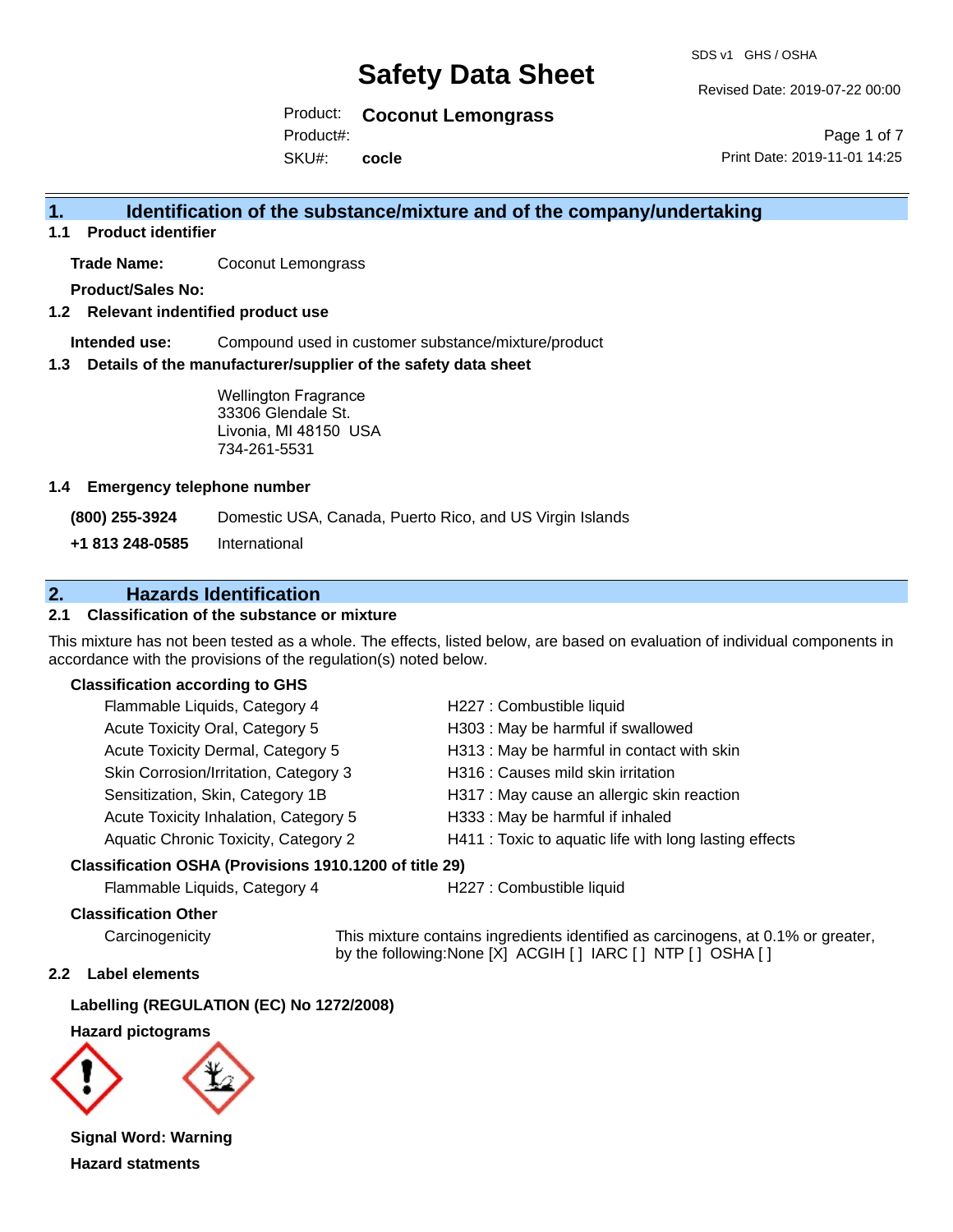# Safety Data Sheet

SDS v1 GHS / OSHA

Revised Date: 2019-07-22 00:00

Product: **Coconut Lemongrass**
Product#:
SKU#: **cocle**

Print Date: 2019-11-01 14:25

## 1. Identification of the substance/mixture and of the company/undertaking

### 1.1 Product identifier

**Trade Name:** Coconut Lemongrass

**Product/Sales No:**

### 1.2 Relevant identified product use

**Intended use:** Compound used in customer substance/mixture/product

### 1.3 Details of the manufacturer/supplier of the safety data sheet

Wellington Fragrance
33306 Glendale St.
Livonia, MI 48150 USA
734-261-5531

### 1.4 Emergency telephone number

| | |
|---|---|
| **(800) 255-3924** | Domestic USA, Canada, Puerto Rico, and US Virgin Islands |
| **+1 813 248-0585** | International |

## 2. Hazards Identification

### 2.1 Classification of the substance or mixture

This mixture has not been tested as a whole. The effects, listed below, are based on evaluation of individual components in accordance with the provisions of the regulation(s) noted below.

**Classification according to GHS**

| | |
|---|---|
| Flammable Liquids, Category 4 | H227 : Combustible liquid |
| Acute Toxicity Oral, Category 5 | H303 : May be harmful if swallowed |
| Acute Toxicity Dermal, Category 5 | H313 : May be harmful in contact with skin |
| Skin Corrosion/Irritation, Category 3 | H316 : Causes mild skin irritation |
| Sensitization, Skin, Category 1B | H317 : May cause an allergic skin reaction |
| Acute Toxicity Inhalation, Category 5 | H333 : May be harmful if inhaled |
| Aquatic Chronic Toxicity, Category 2 | H411 : Toxic to aquatic life with long lasting effects |

**Classification OSHA (Provisions 1910.1200 of title 29)**

| | |
|---|---|
| Flammable Liquids, Category 4 | H227 : Combustible liquid |

**Classification Other**

Carcinogenicity — This mixture contains ingredients identified as carcinogens, at 0.1% or greater, by the following:None [X] ACGIH [ ] IARC [ ] NTP [ ] OSHA [ ]

### 2.2 Label elements

**Labelling (REGULATION (EC) No 1272/2008)**

**Hazard pictograms**

**Signal Word: Warning**

**Hazard statments**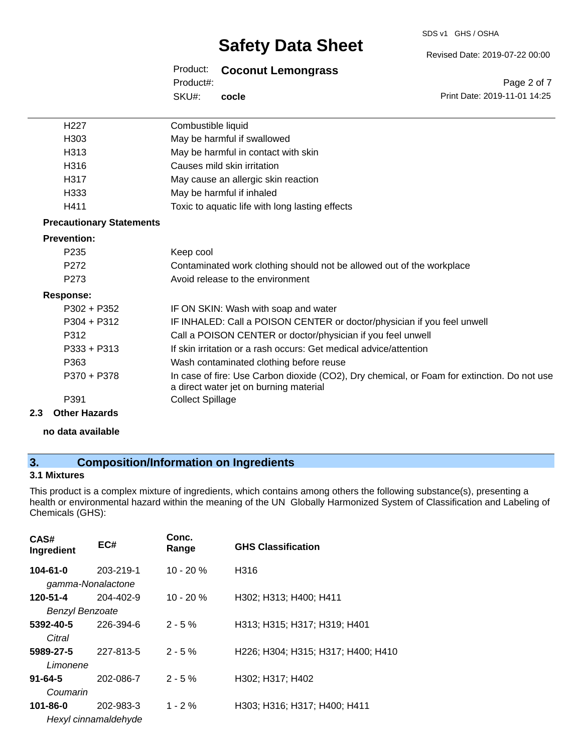| | |
|---|---|
| H227 | Combustible liquid |
| H303 | May be harmful if swallowed |
| H313 | May be harmful in contact with skin |
| H316 | Causes mild skin irritation |
| H317 | May cause an allergic skin reaction |
| H333 | May be harmful if inhaled |
| H411 | Toxic to aquatic life with long lasting effects |

**Precautionary Statements**

**Prevention:**

| | |
|---|---|
| P235 | Keep cool |
| P272 | Contaminated work clothing should not be allowed out of the workplace |
| P273 | Avoid release to the environment |

**Response:**

| | |
|---|---|
| P302 + P352 | IF ON SKIN: Wash with soap and water |
| P304 + P312 | IF INHALED: Call a POISON CENTER or doctor/physician if you feel unwell |
| P312 | Call a POISON CENTER or doctor/physician if you feel unwell |
| P333 + P313 | If skin irritation or a rash occurs: Get medical advice/attention |
| P363 | Wash contaminated clothing before reuse |
| P370 + P378 | In case of fire: Use Carbon dioxide ($CO_2$), Dry chemical, or Foam for extinction. Do not use a direct water jet on burning material |
| P391 | Collect Spillage |

### 2.3 Other Hazards

**no data available**

## 3. Composition/Information on Ingredients

### 3.1 Mixtures

This product is a complex mixture of ingredients, which contains among others the following substance(s), presenting a health or environmental hazard within the meaning of the UN Globally Harmonized System of Classification and Labeling of Chemicals (GHS):

| CAS# Ingredient | EC# | Conc. Range | GHS Classification |
|---|---|---|---|
| **104-61-0** *gamma-Nonalactone* | 203-219-1 | 10 - 20 % | H316 |
| **120-51-4** *Benzyl Benzoate* | 204-402-9 | 10 - 20 % | H302; H313; H400; H411 |
| **5392-40-5** *Citral* | 226-394-6 | 2 - 5 % | H313; H315; H317; H319; H401 |
| **5989-27-5** *Limonene* | 227-813-5 | 2 - 5 % | H226; H304; H315; H317; H400; H410 |
| **91-64-5** *Coumarin* | 202-086-7 | 2 - 5 % | H302; H317; H402 |
| **101-86-0** *Hexyl cinnamaldehyde* | 202-983-3 | 1 - 2 % | H303; H316; H317; H400; H411 |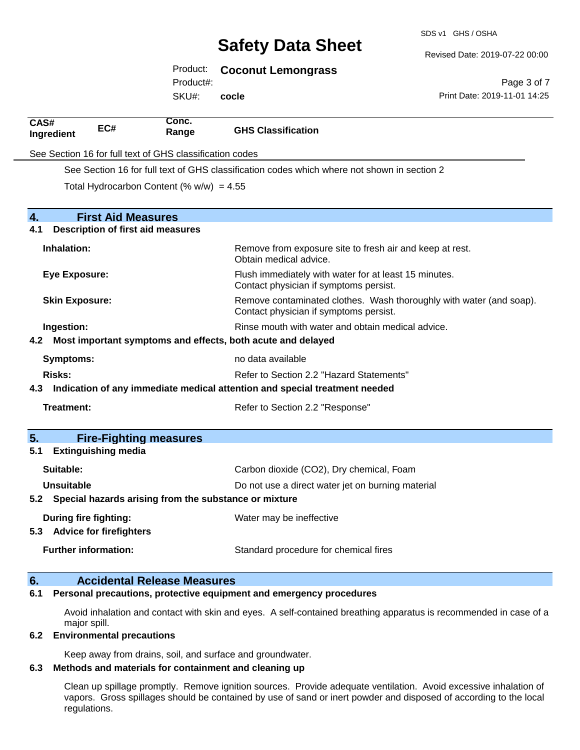| CAS# Ingredient | EC# | Conc. Range | GHS Classification |
|---|---|---|---|

See Section 16 for full text of GHS classification codes

See Section 16 for full text of GHS classification codes which where not shown in section 2

Total Hydrocarbon Content (% w/w) = 4.55

## 4. First Aid Measures

### 4.1 Description of first aid measures

**Inhalation:** Remove from exposure site to fresh air and keep at rest. Obtain medical advice.

**Eye Exposure:** Flush immediately with water for at least 15 minutes. Contact physician if symptoms persist.

**Skin Exposure:** Remove contaminated clothes. Wash thoroughly with water (and soap). Contact physician if symptoms persist.

**Ingestion:** Rinse mouth with water and obtain medical advice.

### 4.2 Most important symptoms and effects, both acute and delayed

**Symptoms:** no data available

**Risks:** Refer to Section 2.2 "Hazard Statements"

### 4.3 Indication of any immediate medical attention and special treatment needed

**Treatment:** Refer to Section 2.2 "Response"

## 5. Fire-Fighting measures

### 5.1 Extinguishing media

**Suitable:** Carbon dioxide ($CO_2$), Dry chemical, Foam

**Unsuitable** Do not use a direct water jet on burning material

### 5.2 Special hazards arising from the substance or mixture

**During fire fighting:** Water may be ineffective

### 5.3 Advice for firefighters

**Further information:** Standard procedure for chemical fires

## 6. Accidental Release Measures

### 6.1 Personal precautions, protective equipment and emergency procedures

Avoid inhalation and contact with skin and eyes. A self-contained breathing apparatus is recommended in case of a major spill.

### 6.2 Environmental precautions

Keep away from drains, soil, and surface and groundwater.

### 6.3 Methods and materials for containment and cleaning up

Clean up spillage promptly. Remove ignition sources. Provide adequate ventilation. Avoid excessive inhalation of vapors. Gross spillages should be contained by use of sand or inert powder and disposed of according to the local regulations.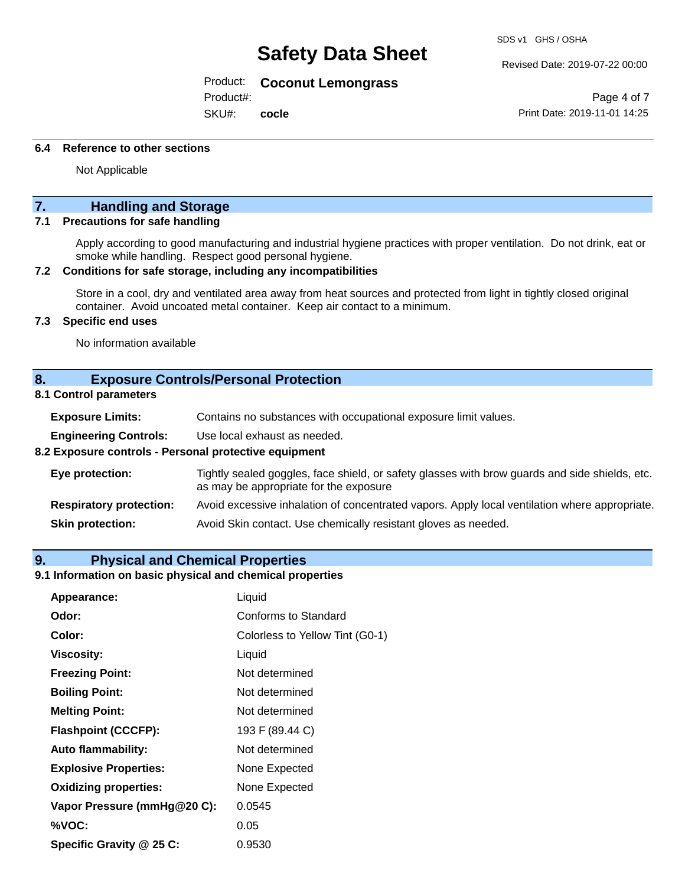### 6.4 Reference to other sections

Not Applicable

## 7. Handling and Storage

### 7.1 Precautions for safe handling

Apply according to good manufacturing and industrial hygiene practices with proper ventilation. Do not drink, eat or smoke while handling. Respect good personal hygiene.

### 7.2 Conditions for safe storage, including any incompatibilities

Store in a cool, dry and ventilated area away from heat sources and protected from light in tightly closed original container. Avoid uncoated metal container. Keep air contact to a minimum.

### 7.3 Specific end uses

No information available

## 8. Exposure Controls/Personal Protection

### 8.1 Control parameters

**Exposure Limits:** Contains no substances with occupational exposure limit values.

**Engineering Controls:** Use local exhaust as needed.

### 8.2 Exposure controls - Personal protective equipment

**Eye protection:** Tightly sealed goggles, face shield, or safety glasses with brow guards and side shields, etc. as may be appropriate for the exposure

**Respiratory protection:** Avoid excessive inhalation of concentrated vapors. Apply local ventilation where appropriate.

**Skin protection:** Avoid Skin contact. Use chemically resistant gloves as needed.

## 9. Physical and Chemical Properties

### 9.1 Information on basic physical and chemical properties

| | |
|---|---|
| **Appearance:** | Liquid |
| **Odor:** | Conforms to Standard |
| **Color:** | Colorless to Yellow Tint (G0-1) |
| **Viscosity:** | Liquid |
| **Freezing Point:** | Not determined |
| **Boiling Point:** | Not determined |
| **Melting Point:** | Not determined |
| **Flashpoint (CCCFP):** | 193 F (89.44 C) |
| **Auto flammability:** | Not determined |
| **Explosive Properties:** | None Expected |
| **Oxidizing properties:** | None Expected |
| **Vapor Pressure (mmHg@20 C):** | 0.0545 |
| **%VOC:** | 0.05 |
| **Specific Gravity @ 25 C:** | 0.9530 |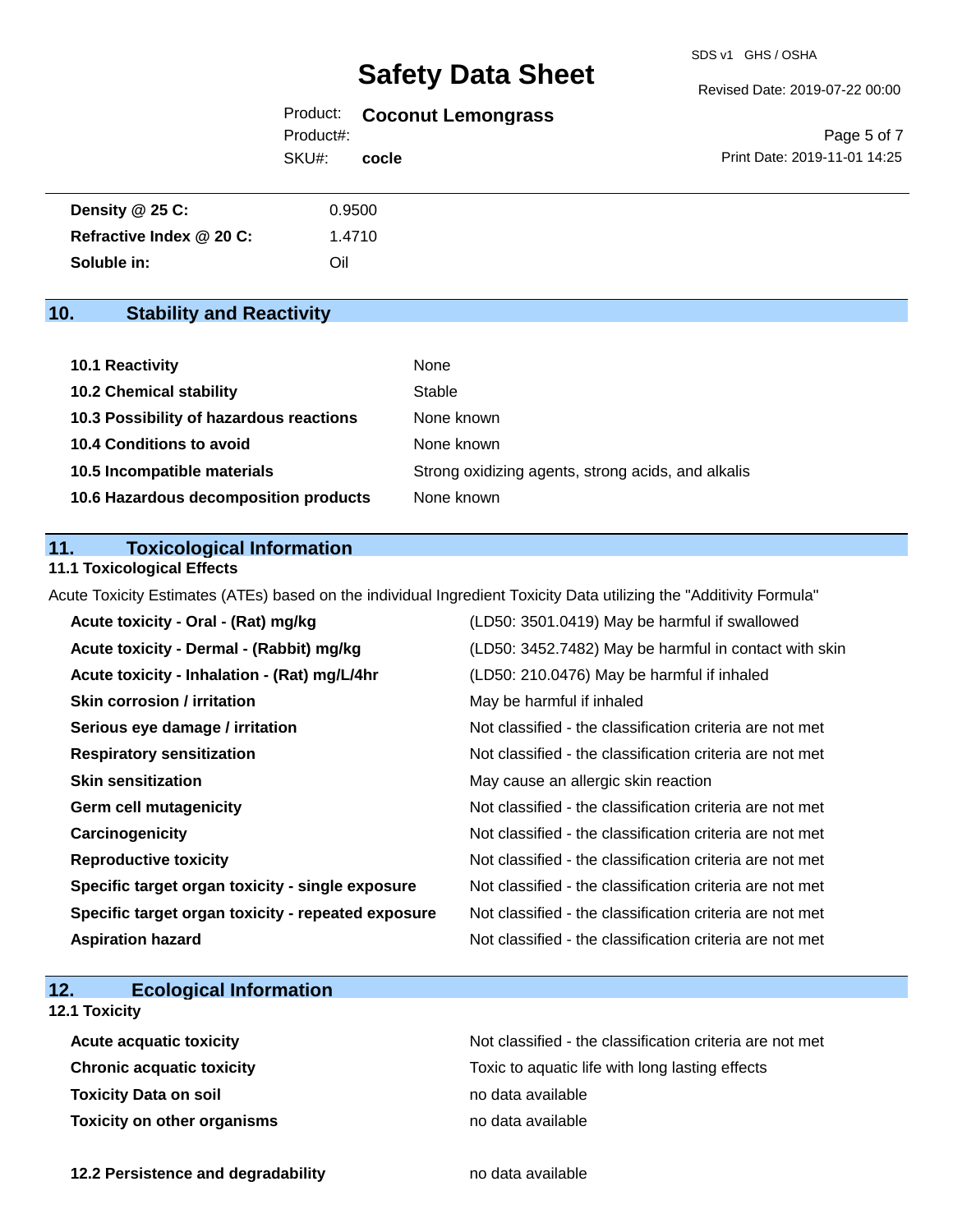| | |
|---|---|
| **Density @ 25 C:** | 0.9500 |
| **Refractive Index @ 20 C:** | 1.4710 |
| **Soluble in:** | Oil |

## 10. Stability and Reactivity

| | |
|---|---|
| **10.1 Reactivity** | None |
| **10.2 Chemical stability** | Stable |
| **10.3 Possibility of hazardous reactions** | None known |
| **10.4 Conditions to avoid** | None known |
| **10.5 Incompatible materials** | Strong oxidizing agents, strong acids, and alkalis |
| **10.6 Hazardous decomposition products** | None known |

## 11. Toxicological Information

### 11.1 Toxicological Effects

Acute Toxicity Estimates (ATEs) based on the individual Ingredient Toxicity Data utilizing the "Additivity Formula"

| | |
|---|---|
| **Acute toxicity - Oral - (Rat) mg/kg** | (LD50: 3501.0419) May be harmful if swallowed |
| **Acute toxicity - Dermal - (Rabbit) mg/kg** | (LD50: 3452.7482) May be harmful in contact with skin |
| **Acute toxicity - Inhalation - (Rat) mg/L/4hr** | (LD50: 210.0476) May be harmful if inhaled |
| **Skin corrosion / irritation** | May be harmful if inhaled |
| **Serious eye damage / irritation** | Not classified - the classification criteria are not met |
| **Respiratory sensitization** | Not classified - the classification criteria are not met |
| **Skin sensitization** | May cause an allergic skin reaction |
| **Germ cell mutagenicity** | Not classified - the classification criteria are not met |
| **Carcinogenicity** | Not classified - the classification criteria are not met |
| **Reproductive toxicity** | Not classified - the classification criteria are not met |
| **Specific target organ toxicity - single exposure** | Not classified - the classification criteria are not met |
| **Specific target organ toxicity - repeated exposure** | Not classified - the classification criteria are not met |
| **Aspiration hazard** | Not classified - the classification criteria are not met |

## 12. Ecological Information

### 12.1 Toxicity

| | |
|---|---|
| **Acute acquatic toxicity** | Not classified - the classification criteria are not met |
| **Chronic acquatic toxicity** | Toxic to aquatic life with long lasting effects |
| **Toxicity Data on soil** | no data available |
| **Toxicity on other organisms** | no data available |

| | |
|---|---|
| **12.2 Persistence and degradability** | no data available |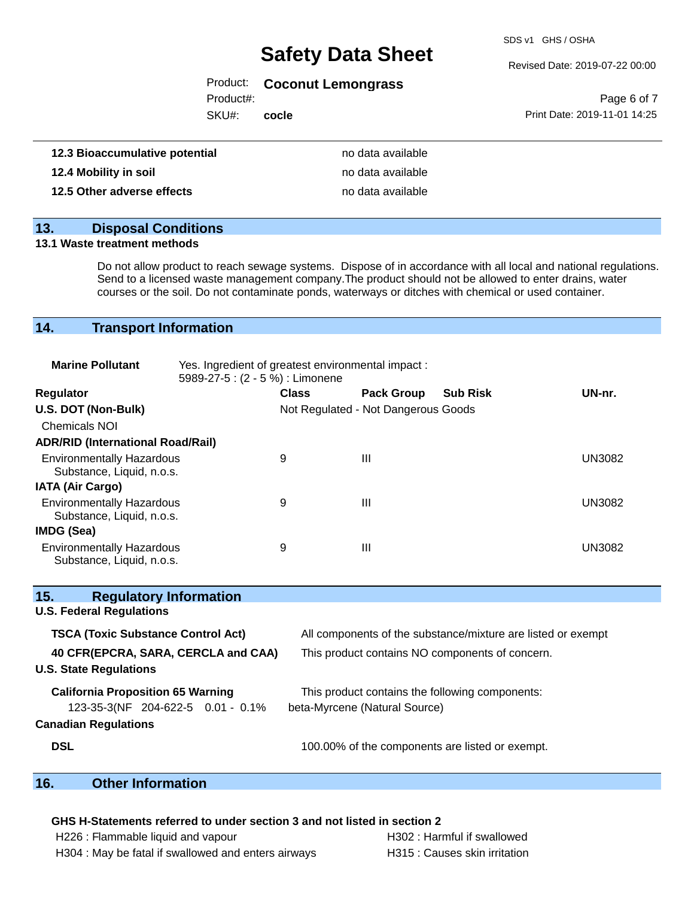| | |
|---|---|
| **12.3 Bioaccumulative potential** | no data available |
| **12.4 Mobility in soil** | no data available |
| **12.5 Other adverse effects** | no data available |

## 13. Disposal Conditions

**13.1 Waste treatment methods**

Do not allow product to reach sewage systems. Dispose of in accordance with all local and national regulations. Send to a licensed waste management company.The product should not be allowed to enter drains, water courses or the soil. Do not contaminate ponds, waterways or ditches with chemical or used container.

## 14. Transport Information

**Marine Pollutant** Yes. Ingredient of greatest environmental impact : 5989-27-5 : (2 - 5 %) : Limonene

| Regulator | Class | Pack Group | Sub Risk | UN-nr. |
|---|---|---|---|---|
| **U.S. DOT (Non-Bulk)** | Not Regulated - Not Dangerous Goods | | | |
| Chemicals NOI | | | | |
| **ADR/RID (International Road/Rail)** | | | | |
| Environmentally Hazardous Substance, Liquid, n.o.s. | 9 | III | | UN3082 |
| **IATA (Air Cargo)** | | | | |
| Environmentally Hazardous Substance, Liquid, n.o.s. | 9 | III | | UN3082 |
| **IMDG (Sea)** | | | | |
| Environmentally Hazardous Substance, Liquid, n.o.s. | 9 | III | | UN3082 |

## 15. Regulatory Information

**U.S. Federal Regulations**

| | |
|---|---|
| **TSCA (Toxic Substance Control Act)** | All components of the substance/mixture are listed or exempt |
| **40 CFR(EPCRA, SARA, CERCLA and CAA)** | This product contains NO components of concern. |

**U.S. State Regulations**

| | |
|---|---|
| **California Proposition 65 Warning** | This product contains the following components: |
| 123-35-3(NF 204-622-5 0.01 - 0.1% | beta-Myrcene (Natural Source) |

**Canadian Regulations**

| | |
|---|---|
| **DSL** | 100.00% of the components are listed or exempt. |

## 16. Other Information

**GHS H-Statements referred to under section 3 and not listed in section 2**

H226 : Flammable liquid and vapour
H302 : Harmful if swallowed
H304 : May be fatal if swallowed and enters airways
H315 : Causes skin irritation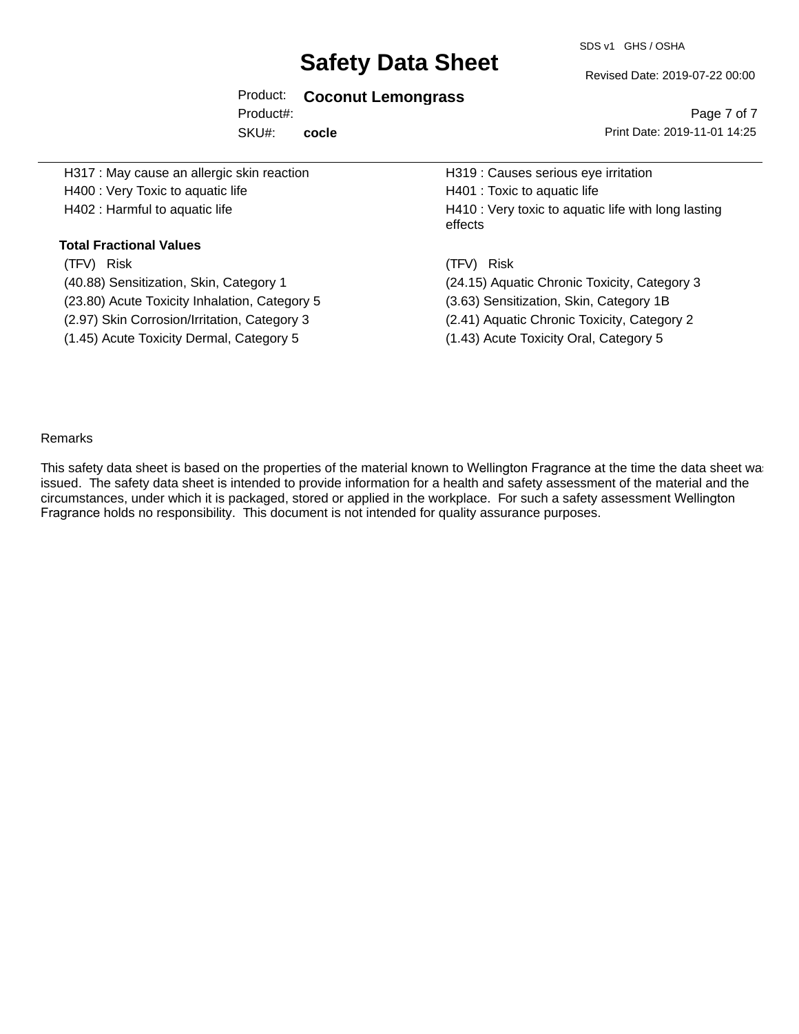H317 : May cause an allergic skin reaction
H319 : Causes serious eye irritation
H400 : Very Toxic to aquatic life
H401 : Toxic to aquatic life
H402 : Harmful to aquatic life
H410 : Very toxic to aquatic life with long lasting effects

**Total Fractional Values**

| (TFV) | Risk | (TFV) | Risk |
|---|---|---|---|
| (40.88) | Sensitization, Skin, Category 1 | (24.15) | Aquatic Chronic Toxicity, Category 3 |
| (23.80) | Acute Toxicity Inhalation, Category 5 | (3.63) | Sensitization, Skin, Category 1B |
| (2.97) | Skin Corrosion/Irritation, Category 3 | (2.41) | Aquatic Chronic Toxicity, Category 2 |
| (1.45) | Acute Toxicity Dermal, Category 5 | (1.43) | Acute Toxicity Oral, Category 5 |

Remarks

This safety data sheet is based on the properties of the material known to Wellington Fragrance at the time the data sheet was issued. The safety data sheet is intended to provide information for a health and safety assessment of the material and the circumstances, under which it is packaged, stored or applied in the workplace. For such a safety assessment Wellington Fragrance holds no responsibility. This document is not intended for quality assurance purposes.